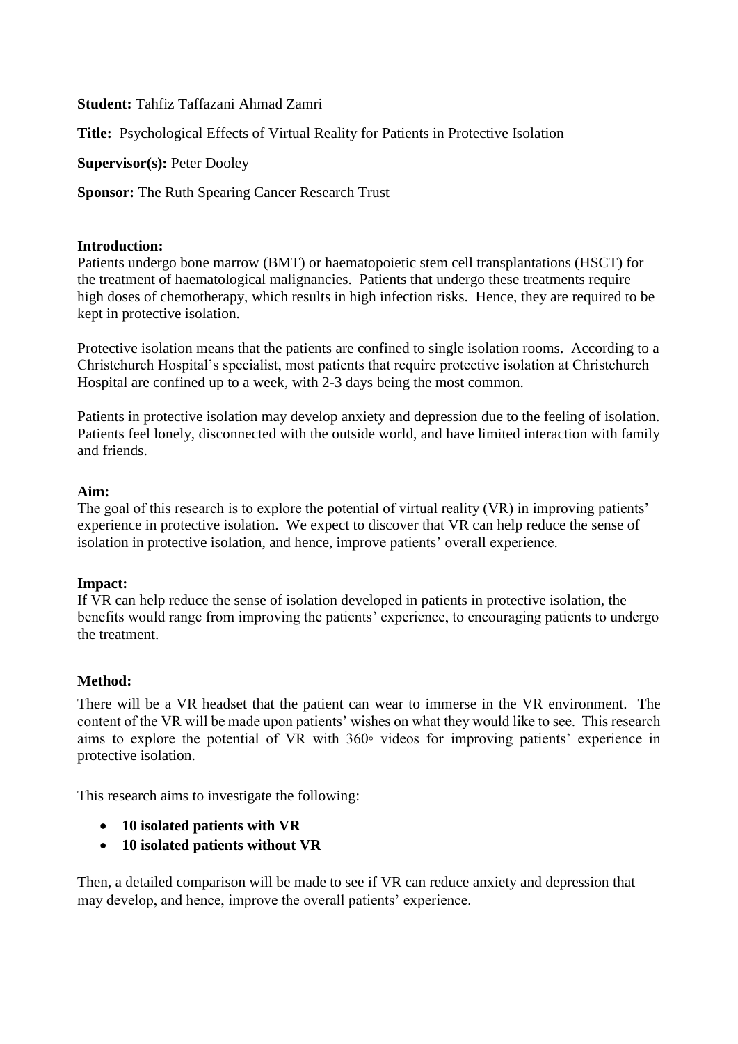**Student:** Tahfiz Taffazani Ahmad Zamri

**Title:** Psychological Effects of Virtual Reality for Patients in Protective Isolation

**Supervisor(s):** Peter Dooley

**Sponsor:** The Ruth Spearing Cancer Research Trust

**Introduction:**

Patients undergo bone marrow (BMT) or haematopoietic stem cell transplantations (HSCT) for the treatment of haematological malignancies. Patients that undergo these treatments require high doses of chemotherapy, which results in high infection risks. Hence, they are required to be kept in protective isolation.

Protective isolation means that the patients are confined to single isolation rooms. According to a Christchurch Hospital's specialist, most patients that require protective isolation at Christchurch Hospital are confined up to a week, with 2-3 days being the most common.

Patients in protective isolation may develop anxiety and depression due to the feeling of isolation. Patients feel lonely, disconnected with the outside world, and have limited interaction with family and friends.

**Aim:**

The goal of this research is to explore the potential of virtual reality (VR) in improving patients' experience in protective isolation. We expect to discover that VR can help reduce the sense of isolation in protective isolation, and hence, improve patients' overall experience.

**Impact:**

If VR can help reduce the sense of isolation developed in patients in protective isolation, the benefits would range from improving the patients' experience, to encouraging patients to undergo the treatment.

**Method:**

There will be a VR headset that the patient can wear to immerse in the VR environment. The content of the VR will be made upon patients' wishes on what they would like to see. This research aims to explore the potential of VR with 360◦ videos for improving patients' experience in protective isolation.

This research aims to investigate the following:

- **10 isolated patients with VR**
- **10 isolated patients without VR**

Then, a detailed comparison will be made to see if VR can reduce anxiety and depression that may develop, and hence, improve the overall patients' experience.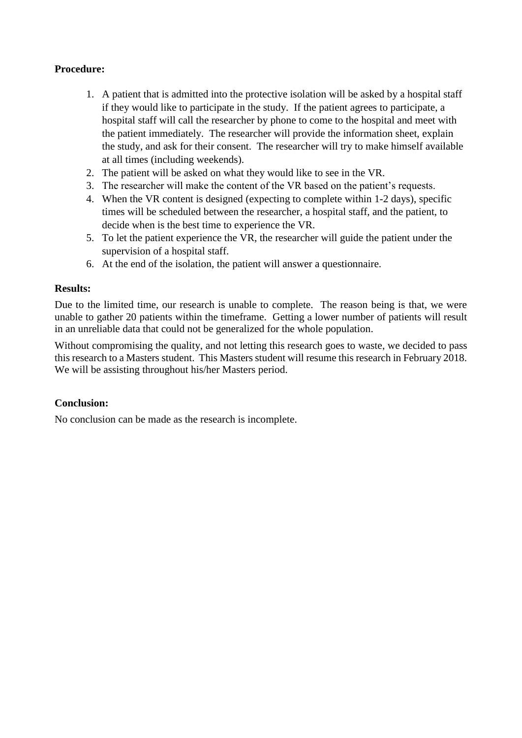**Procedure:**

1. A patient that is admitted into the protective isolation will be asked by a hospital staff if they would like to participate in the study. If the patient agrees to participate, a hospital staff will call the researcher by phone to come to the hospital and meet with the patient immediately. The researcher will provide the information sheet, explain the study, and ask for their consent. The researcher will try to make himself available at all times (including weekends).
2. The patient will be asked on what they would like to see in the VR.
3. The researcher will make the content of the VR based on the patient's requests.
4. When the VR content is designed (expecting to complete within 1-2 days), specific times will be scheduled between the researcher, a hospital staff, and the patient, to decide when is the best time to experience the VR.
5. To let the patient experience the VR, the researcher will guide the patient under the supervision of a hospital staff.
6. At the end of the isolation, the patient will answer a questionnaire.

**Results:**

Due to the limited time, our research is unable to complete. The reason being is that, we were unable to gather 20 patients within the timeframe. Getting a lower number of patients will result in an unreliable data that could not be generalized for the whole population.

Without compromising the quality, and not letting this research goes to waste, we decided to pass this research to a Masters student. This Masters student will resume this research in February 2018. We will be assisting throughout his/her Masters period.

**Conclusion:**

No conclusion can be made as the research is incomplete.